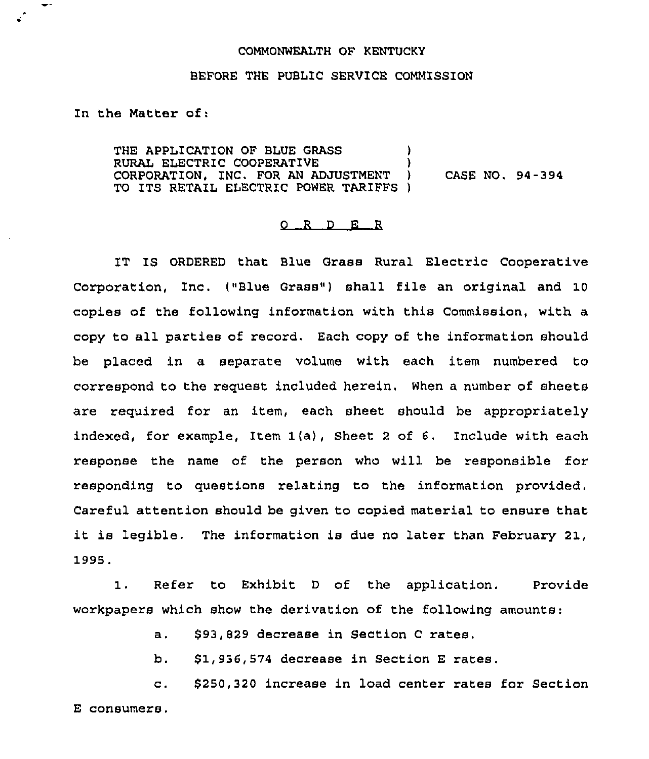COMMONWEALTH OF KENTUCKY

BEFORE THE PUBLIC SERVICE COMMISSION

In the Matter of:

THE APPLICATION OF BLUE GRASS RURAL ELECTRIC COOPERATIVE CORPORATION, INC. FOR AN ADJUSTMENT TO ITS RETAIL ELECTRIC POWER TARIFFS ) CASE NO. 94-394

O R D E R

IT IS ORDERED that Blue Grass Rural Electric Cooperative Corporation, Inc. ("Blue Grass") shall file an original and 10 copies of the following information with this Commission, with a copy to all parties of record. Each copy of the information should be placed in a separate volume with each item numbered to correspond to the request included herein. When a number of sheets are required for an item, each sheet should be appropriately indexed, for example, Item 1(a), Sheet 2 of 6. Include with each response the name of the person who will be responsible for responding to questions relating to the information provided. Careful attention should be given to copied material to ensure that it is legible. The information is due no later than February 21, 1995.

1. Refer to Exhibit D of the application. Provide workpapers which show the derivation of the following amounts:

   a. $93,829 decrease in Section C rates.

   b. $1,936,574 decrease in Section E rates.

   c. $250,320 increase in load center rates for Section E consumers.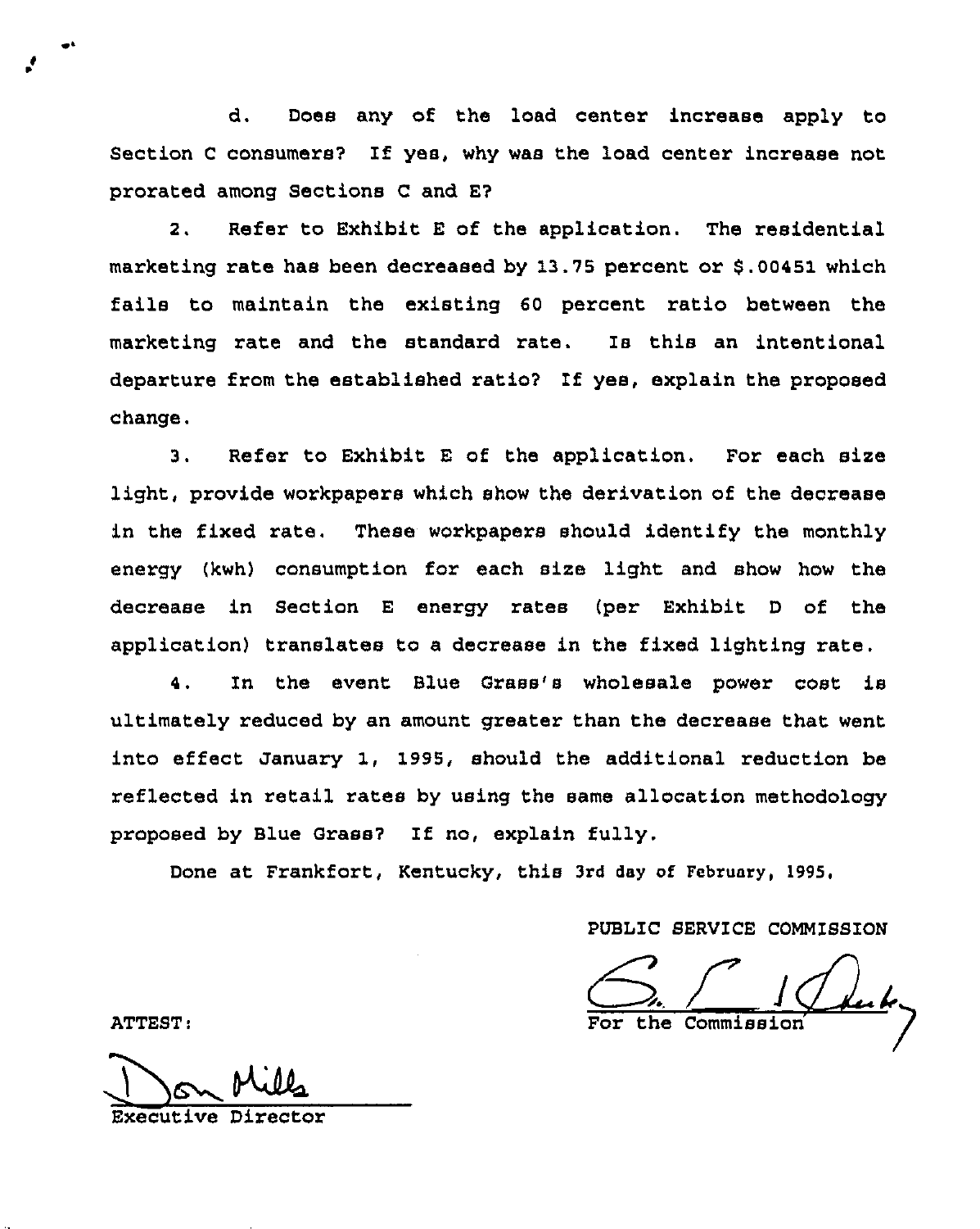d. Does any of the load center increase apply to Section C consumers? If yes, why was the load center increase not prorated among Sections C and E?

2. Refer to Exhibit E of the application. The residential marketing rate has been decreased by 13.75 percent or $.00451 which fails to maintain the existing 60 percent ratio between the marketing rate and the standard rate. Is this an intentional departure from the established ratio? If yes, explain the proposed change.

3. Refer to Exhibit E of the application. For each size light, provide workpapers which show the derivation of the decrease in the fixed rate. These workpapers should identify the monthly energy (kwh) consumption for each size light and show how the decrease in Section E energy rates (per Exhibit D of the application) translates to a decrease in the fixed lighting rate.

4. In the event Blue Grass's wholesale power cost is ultimately reduced by an amount greater than the decrease that went into effect January 1, 1995, should the additional reduction be reflected in retail rates by using the same allocation methodology proposed by Blue Grass? If no, explain fully.

Done at Frankfort, Kentucky, this 3rd day of February, 1995.

PUBLIC SERVICE COMMISSION

For the Commission

ATTEST:

Executive Director